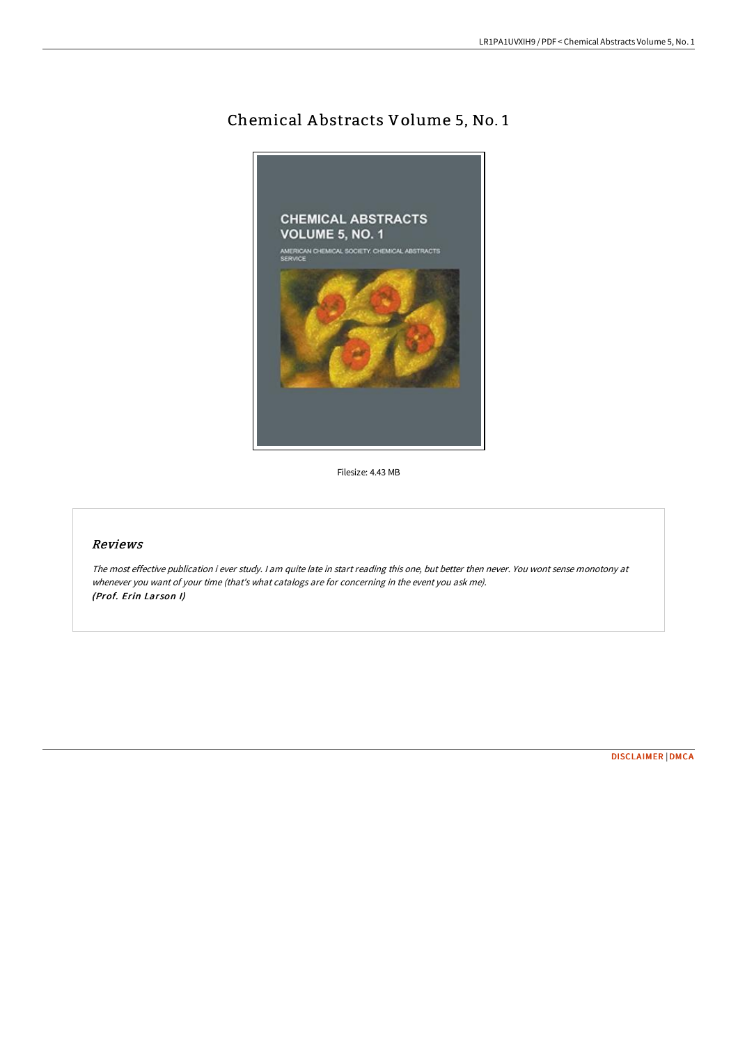# Chemical Abstracts Volume 5, No. 1

Filesize: 4.43 MB

## *Reviews*

*The most effective publication i ever study. I am quite late in start reading this one, but better then never. You wont sense monotony at whenever you want of your time (that's what catalogs are for concerning in the event you ask me).*
***(Prof. Erin Larson I)***

DISCLAIMER | DMCA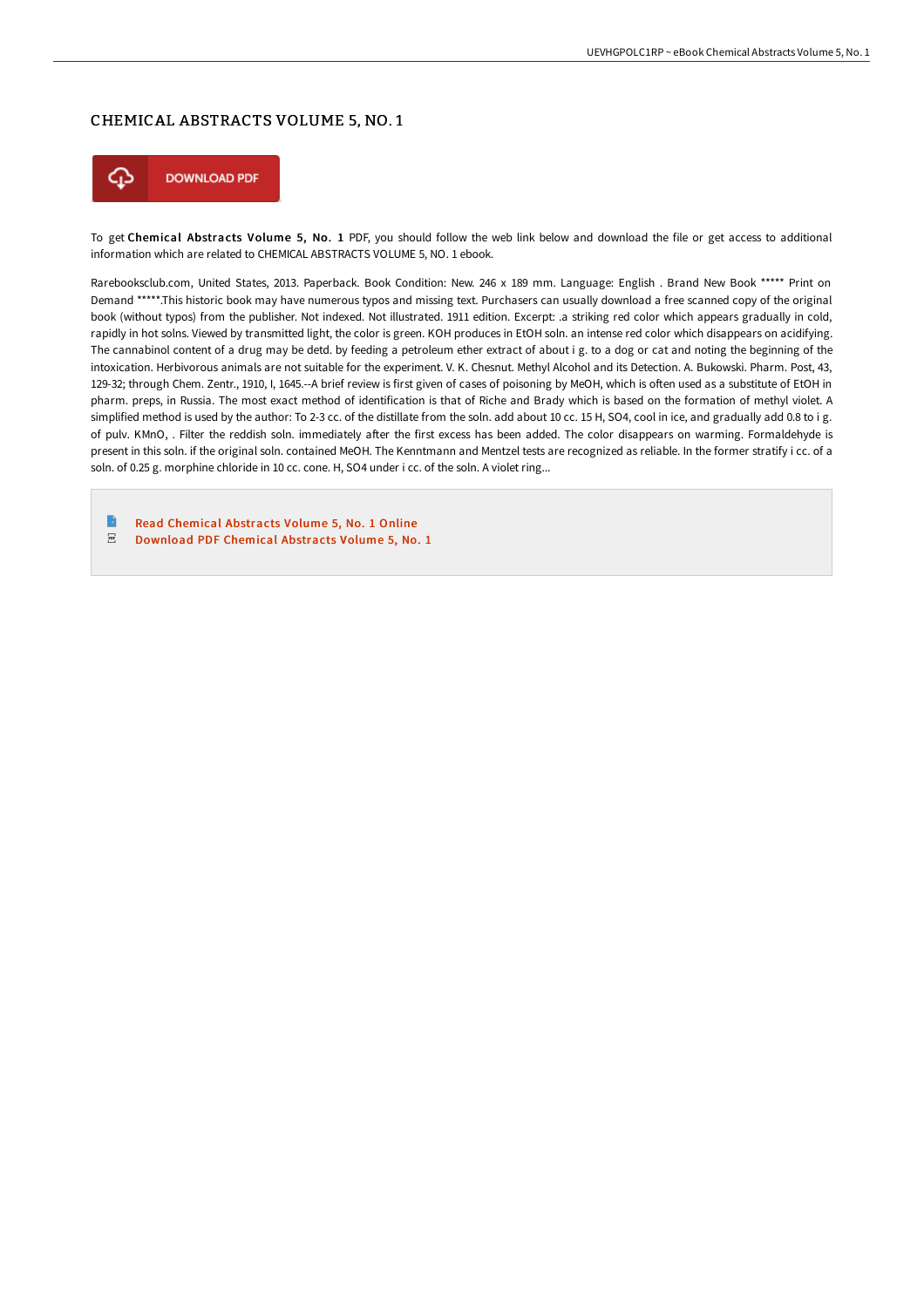## CHEMICAL ABSTRACTS VOLUME 5, NO. 1

DOWNLOAD PDF

To get **Chemical Abstracts Volume 5, No. 1** PDF, you should follow the web link below and download the file or get access to additional information which are related to CHEMICAL ABSTRACTS VOLUME 5, NO. 1 ebook.

Rarebooksclub.com, United States, 2013. Paperback. Book Condition: New. 246 x 189 mm. Language: English . Brand New Book ***** Print on Demand *****.This historic book may have numerous typos and missing text. Purchasers can usually download a free scanned copy of the original book (without typos) from the publisher. Not indexed. Not illustrated. 1911 edition. Excerpt: .a striking red color which appears gradually in cold, rapidly in hot solns. Viewed by transmitted light, the color is green. KOH produces in EtOH soln. an intense red color which disappears on acidifying. The cannabinol content of a drug may be detd. by feeding a petroleum ether extract of about i g. to a dog or cat and noting the beginning of the intoxication. Herbivorous animals are not suitable for the experiment. V. K. Chesnut. Methyl Alcohol and its Detection. A. Bukowski. Pharm. Post, 43, 129-32; through Chem. Zentr., 1910, I, 1645.--A brief review is first given of cases of poisoning by MeOH, which is often used as a substitute of EtOH in pharm. preps, in Russia. The most exact method of identification is that of Riche and Brady which is based on the formation of methyl violet. A simplified method is used by the author: To 2-3 cc. of the distillate from the soln. add about 10 cc. 15 H, SO4, cool in ice, and gradually add 0.8 to i g. of pulv. KMnO, . Filter the reddish soln. immediately after the first excess has been added. The color disappears on warming. Formaldehyde is present in this soln. if the original soln. contained MeOH. The Kenntmann and Mentzel tests are recognized as reliable. In the former stratify i cc. of a soln. of 0.25 g. morphine chloride in 10 cc. cone. H, SO4 under i cc. of the soln. A violet ring...

- Read Chemical Abstracts Volume 5, No. 1 Online
- Download PDF Chemical Abstracts Volume 5, No. 1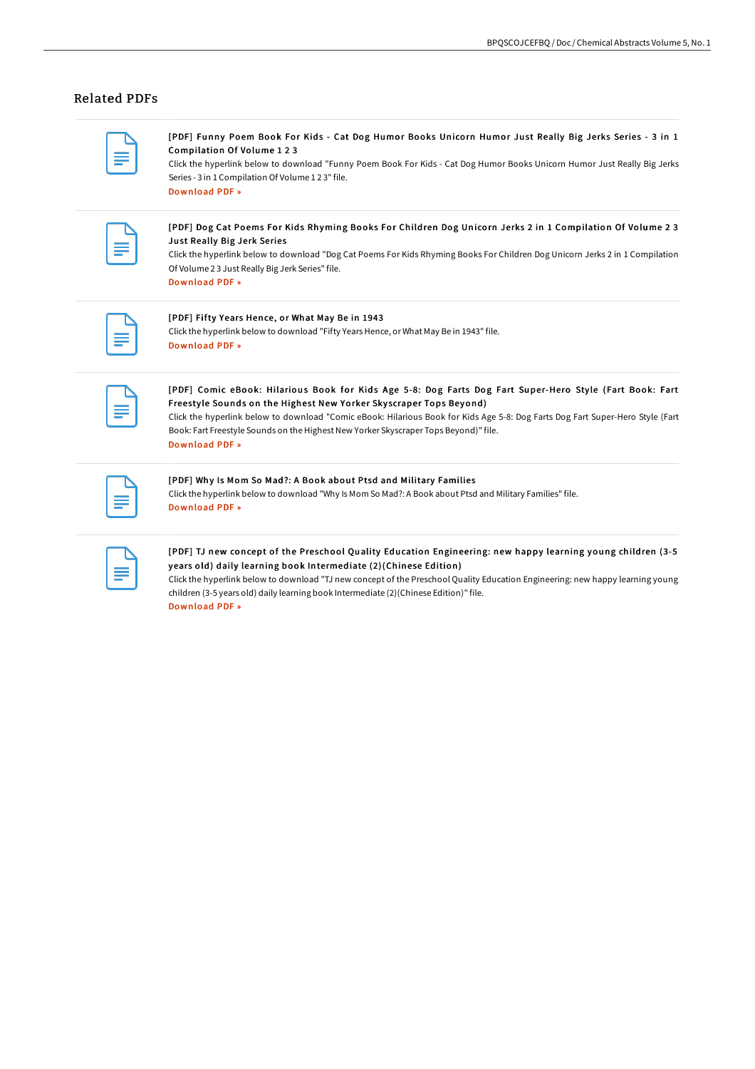## Related PDFs

[PDF] Funny Poem Book For Kids - Cat Dog Humor Books Unicorn Humor Just Really Big Jerks Series - 3 in 1 Compilation Of Volume 1 2 3

Click the hyperlink below to download "Funny Poem Book For Kids - Cat Dog Humor Books Unicorn Humor Just Really Big Jerks Series - 3 in 1 Compilation Of Volume 1 2 3" file.

Download PDF »

[PDF] Dog Cat Poems For Kids Rhyming Books For Children Dog Unicorn Jerks 2 in 1 Compilation Of Volume 2 3 Just Really Big Jerk Series

Click the hyperlink below to download "Dog Cat Poems For Kids Rhyming Books For Children Dog Unicorn Jerks 2 in 1 Compilation Of Volume 2 3 Just Really Big Jerk Series" file.

Download PDF »

[PDF] Fifty Years Hence, or What May Be in 1943

Click the hyperlink below to download "Fifty Years Hence, or What May Be in 1943" file.

Download PDF »

[PDF] Comic eBook: Hilarious Book for Kids Age 5-8: Dog Farts Dog Fart Super-Hero Style (Fart Book: Fart Freestyle Sounds on the Highest New Yorker Skyscraper Tops Beyond)

Click the hyperlink below to download "Comic eBook: Hilarious Book for Kids Age 5-8: Dog Farts Dog Fart Super-Hero Style (Fart Book: Fart Freestyle Sounds on the Highest New Yorker Skyscraper Tops Beyond)" file.

Download PDF »

[PDF] Why Is Mom So Mad?: A Book about Ptsd and Military Families

Click the hyperlink below to download "Why Is Mom So Mad?: A Book about Ptsd and Military Families" file.

Download PDF »

[PDF] TJ new concept of the Preschool Quality Education Engineering: new happy learning young children (3-5 years old) daily learning book Intermediate (2)(Chinese Edition)

Click the hyperlink below to download "TJ new concept of the Preschool Quality Education Engineering: new happy learning young children (3-5 years old) daily learning book Intermediate (2)(Chinese Edition)" file.

Download PDF »